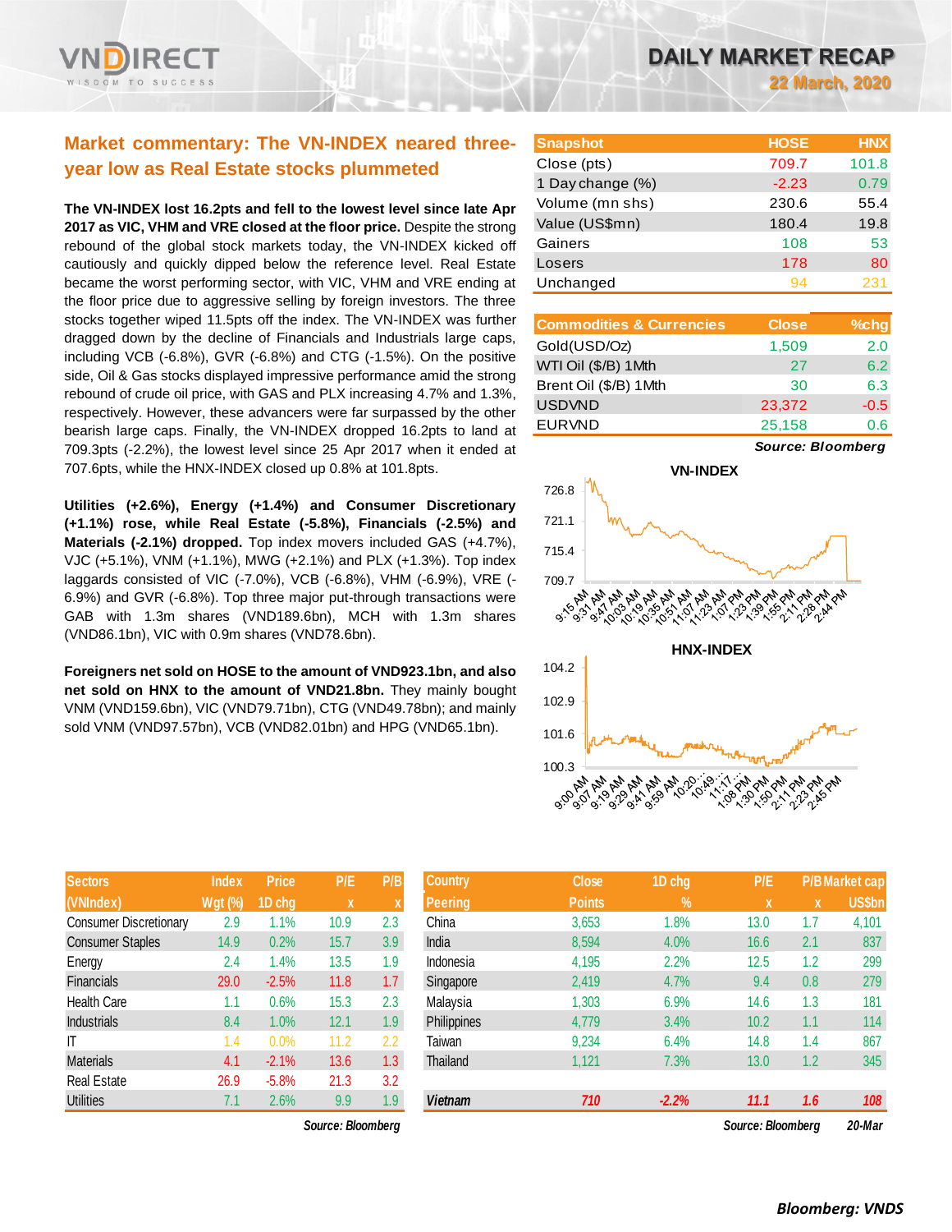# DAILY MARKET RECAP

**22 March, 2020**

## Market commentary: The VN-INDEX neared three-year low as Real Estate stocks plummeted

**The VN-INDEX lost 16.2pts and fell to the lowest level since late Apr 2017 as VIC, VHM and VRE closed at the floor price.** Despite the strong rebound of the global stock markets today, the VN-INDEX kicked off cautiously and quickly dipped below the reference level. Real Estate became the worst performing sector, with VIC, VHM and VRE ending at the floor price due to aggressive selling by foreign investors. The three stocks together wiped 11.5pts off the index. The VN-INDEX was further dragged down by the decline of Financials and Industrials large caps, including VCB (-6.8%), GVR (-6.8%) and CTG (-1.5%). On the positive side, Oil & Gas stocks displayed impressive performance amid the strong rebound of crude oil price, with GAS and PLX increasing 4.7% and 1.3%, respectively. However, these advancers were far surpassed by the other bearish large caps. Finally, the VN-INDEX dropped 16.2pts to land at 709.3pts (-2.2%), the lowest level since 25 Apr 2017 when it ended at 707.6pts, while the HNX-INDEX closed up 0.8% at 101.8pts.

**Utilities (+2.6%), Energy (+1.4%) and Consumer Discretionary (+1.1%) rose, while Real Estate (-5.8%), Financials (-2.5%) and Materials (-2.1%) dropped.** Top index movers included GAS (+4.7%), VJC (+5.1%), VNM (+1.1%), MWG (+2.1%) and PLX (+1.3%). Top index laggards consisted of VIC (-7.0%), VCB (-6.8%), VHM (-6.9%), VRE (-6.9%) and GVR (-6.8%). Top three major put-through transactions were GAB with 1.3m shares (VND189.6bn), MCH with 1.3m shares (VND86.1bn), VIC with 0.9m shares (VND78.6bn).

**Foreigners net sold on HOSE to the amount of VND923.1bn, and also net sold on HNX to the amount of VND21.8bn.** They mainly bought VNM (VND159.6bn), VIC (VND79.71bn), CTG (VND49.78bn); and mainly sold VNM (VND97.57bn), VCB (VND82.01bn) and HPG (VND65.1bn).

| Snapshot | HOSE | HNX |
|---|---|---|
| Close (pts) | 709.7 | 101.8 |
| 1 Day change (%) | -2.23 | 0.79 |
| Volume (mn shs) | 230.6 | 55.4 |
| Value (US$mn) | 180.4 | 19.8 |
| Gainers | 108 | 53 |
| Losers | 178 | 80 |
| Unchanged | 94 | 231 |

| Commodities & Currencies | Close | %chg |
|---|---|---|
| Gold(USD/Oz) | 1,509 | 2.0 |
| WTI Oil ($/B) 1Mth | 27 | 6.2 |
| Brent Oil ($/B) 1Mth | 30 | 6.3 |
| USDVND | 23,372 | -0.5 |
| EURVND | 25,158 | 0.6 |

*Source: Bloomberg*

| Sectors (VNIndex) | Index Wgt (%) | Price 1D chg | P/E x | P/B x |
|---|---|---|---|---|
| Consumer Discretionary | 2.9 | 1.1% | 10.9 | 2.3 |
| Consumer Staples | 14.9 | 0.2% | 15.7 | 3.9 |
| Energy | 2.4 | 1.4% | 13.5 | 1.9 |
| Financials | 29.0 | -2.5% | 11.8 | 1.7 |
| Health Care | 1.1 | 0.6% | 15.3 | 2.3 |
| Industrials | 8.4 | 1.0% | 12.1 | 1.9 |
| IT | 1.4 | 0.0% | 11.2 | 2.2 |
| Materials | 4.1 | -2.1% | 13.6 | 1.3 |
| Real Estate | 26.9 | -5.8% | 21.3 | 3.2 |
| Utilities | 7.1 | 2.6% | 9.9 | 1.9 |

*Source: Bloomberg*

| Country Peering | Close Points | 1D chg % | P/E x | P/B x | Market cap US$bn |
|---|---|---|---|---|---|
| China | 3,653 | 1.8% | 13.0 | 1.7 | 4,101 |
| India | 8,594 | 4.0% | 16.6 | 2.1 | 837 |
| Indonesia | 4,195 | 2.2% | 12.5 | 1.2 | 299 |
| Singapore | 2,419 | 4.7% | 9.4 | 0.8 | 279 |
| Malaysia | 1,303 | 6.9% | 14.6 | 1.3 | 181 |
| Philippines | 4,779 | 3.4% | 10.2 | 1.1 | 114 |
| Taiwan | 9,234 | 6.4% | 14.8 | 1.4 | 867 |
| Thailand | 1,121 | 7.3% | 13.0 | 1.2 | 345 |
| ***Vietnam*** | ***710*** | ***-2.2%*** | ***11.1*** | ***1.6*** | ***108*** |

*Source: Bloomberg* *20-Mar*

***Bloomberg: VNDS***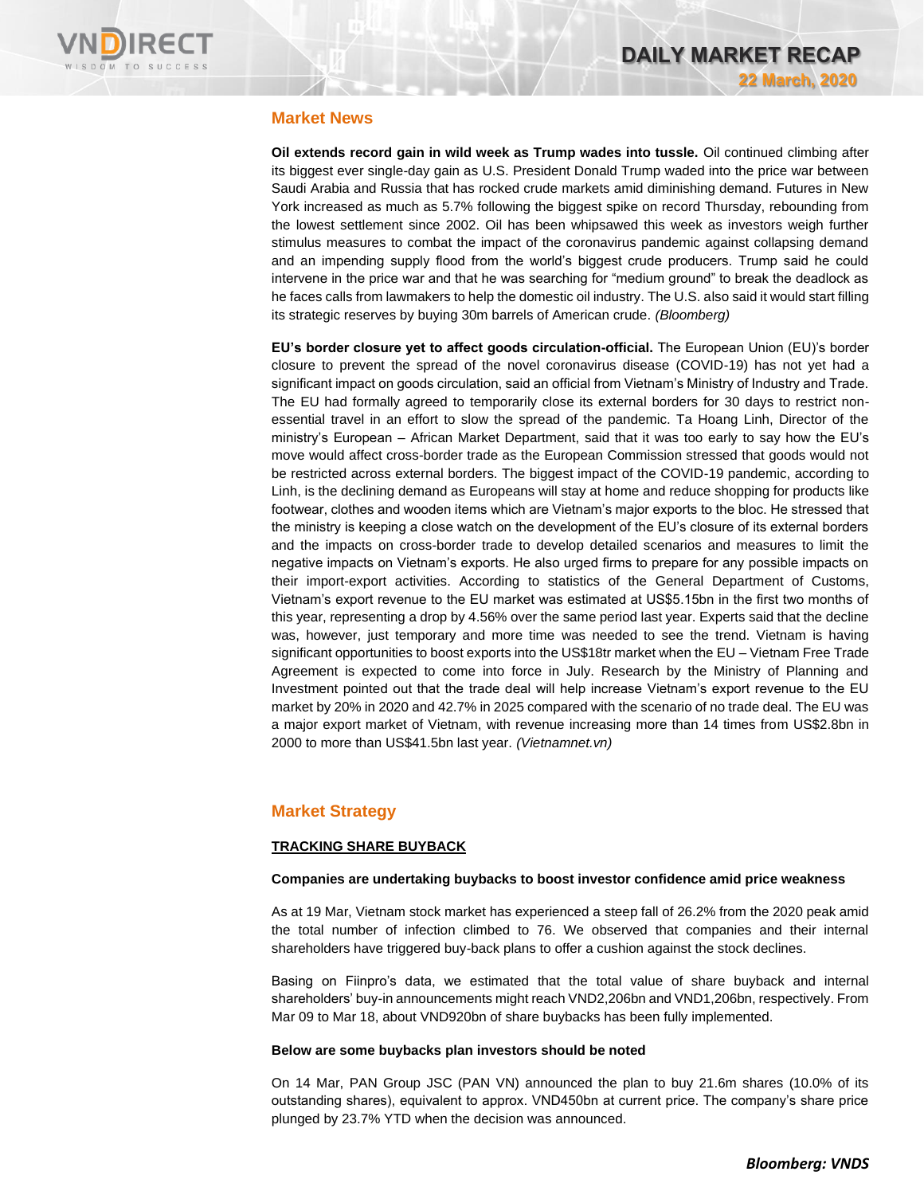## Market News

**Oil extends record gain in wild week as Trump wades into tussle.** Oil continued climbing after its biggest ever single-day gain as U.S. President Donald Trump waded into the price war between Saudi Arabia and Russia that has rocked crude markets amid diminishing demand. Futures in New York increased as much as 5.7% following the biggest spike on record Thursday, rebounding from the lowest settlement since 2002. Oil has been whipsawed this week as investors weigh further stimulus measures to combat the impact of the coronavirus pandemic against collapsing demand and an impending supply flood from the world's biggest crude producers. Trump said he could intervene in the price war and that he was searching for "medium ground" to break the deadlock as he faces calls from lawmakers to help the domestic oil industry. The U.S. also said it would start filling its strategic reserves by buying 30m barrels of American crude. *(Bloomberg)*

**EU's border closure yet to affect goods circulation-official.** The European Union (EU)'s border closure to prevent the spread of the novel coronavirus disease (COVID-19) has not yet had a significant impact on goods circulation, said an official from Vietnam's Ministry of Industry and Trade. The EU had formally agreed to temporarily close its external borders for 30 days to restrict non-essential travel in an effort to slow the spread of the pandemic. Ta Hoang Linh, Director of the ministry's European – African Market Department, said that it was too early to say how the EU's move would affect cross-border trade as the European Commission stressed that goods would not be restricted across external borders. The biggest impact of the COVID-19 pandemic, according to Linh, is the declining demand as Europeans will stay at home and reduce shopping for products like footwear, clothes and wooden items which are Vietnam's major exports to the bloc. He stressed that the ministry is keeping a close watch on the development of the EU's closure of its external borders and the impacts on cross-border trade to develop detailed scenarios and measures to limit the negative impacts on Vietnam's exports. He also urged firms to prepare for any possible impacts on their import-export activities. According to statistics of the General Department of Customs, Vietnam's export revenue to the EU market was estimated at US$5.15bn in the first two months of this year, representing a drop by 4.56% over the same period last year. Experts said that the decline was, however, just temporary and more time was needed to see the trend. Vietnam is having significant opportunities to boost exports into the US$18tr market when the EU – Vietnam Free Trade Agreement is expected to come into force in July. Research by the Ministry of Planning and Investment pointed out that the trade deal will help increase Vietnam's export revenue to the EU market by 20% in 2020 and 42.7% in 2025 compared with the scenario of no trade deal. The EU was a major export market of Vietnam, with revenue increasing more than 14 times from US$2.8bn in 2000 to more than US$41.5bn last year. *(Vietnamnet.vn)*

## Market Strategy

### TRACKING SHARE BUYBACK

**Companies are undertaking buybacks to boost investor confidence amid price weakness**

As at 19 Mar, Vietnam stock market has experienced a steep fall of 26.2% from the 2020 peak amid the total number of infection climbed to 76. We observed that companies and their internal shareholders have triggered buy-back plans to offer a cushion against the stock declines.

Basing on Fiinpro's data, we estimated that the total value of share buyback and internal shareholders' buy-in announcements might reach VND2,206bn and VND1,206bn, respectively. From Mar 09 to Mar 18, about VND920bn of share buybacks has been fully implemented.

**Below are some buybacks plan investors should be noted**

On 14 Mar, PAN Group JSC (PAN VN) announced the plan to buy 21.6m shares (10.0% of its outstanding shares), equivalent to approx. VND450bn at current price. The company's share price plunged by 23.7% YTD when the decision was announced.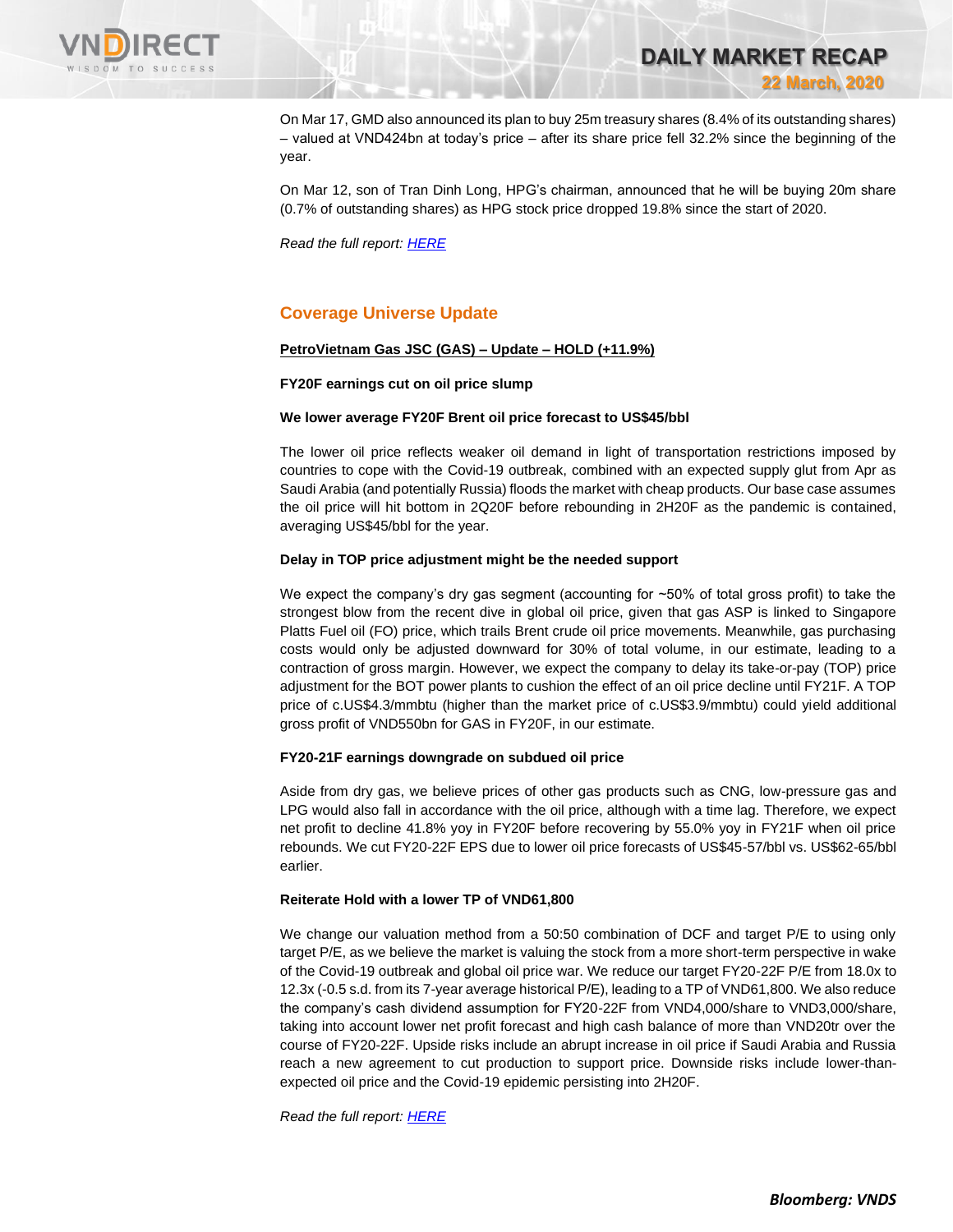On Mar 17, GMD also announced its plan to buy 25m treasury shares (8.4% of its outstanding shares) – valued at VND424bn at today's price – after its share price fell 32.2% since the beginning of the year.

On Mar 12, son of Tran Dinh Long, HPG's chairman, announced that he will be buying 20m share (0.7% of outstanding shares) as HPG stock price dropped 19.8% since the start of 2020.

*Read the full report: [HERE]()*

## Coverage Universe Update

**PetroVietnam Gas JSC (GAS) – Update – HOLD (+11.9%)**

**FY20F earnings cut on oil price slump**

**We lower average FY20F Brent oil price forecast to US$45/bbl**

The lower oil price reflects weaker oil demand in light of transportation restrictions imposed by countries to cope with the Covid-19 outbreak, combined with an expected supply glut from Apr as Saudi Arabia (and potentially Russia) floods the market with cheap products. Our base case assumes the oil price will hit bottom in 2Q20F before rebounding in 2H20F as the pandemic is contained, averaging US$45/bbl for the year.

**Delay in TOP price adjustment might be the needed support**

We expect the company's dry gas segment (accounting for ~50% of total gross profit) to take the strongest blow from the recent dive in global oil price, given that gas ASP is linked to Singapore Platts Fuel oil (FO) price, which trails Brent crude oil price movements. Meanwhile, gas purchasing costs would only be adjusted downward for 30% of total volume, in our estimate, leading to a contraction of gross margin. However, we expect the company to delay its take-or-pay (TOP) price adjustment for the BOT power plants to cushion the effect of an oil price decline until FY21F. A TOP price of c.US$4.3/mmbtu (higher than the market price of c.US$3.9/mmbtu) could yield additional gross profit of VND550bn for GAS in FY20F, in our estimate.

**FY20-21F earnings downgrade on subdued oil price**

Aside from dry gas, we believe prices of other gas products such as CNG, low-pressure gas and LPG would also fall in accordance with the oil price, although with a time lag. Therefore, we expect net profit to decline 41.8% yoy in FY20F before recovering by 55.0% yoy in FY21F when oil price rebounds. We cut FY20-22F EPS due to lower oil price forecasts of US$45-57/bbl vs. US$62-65/bbl earlier.

**Reiterate Hold with a lower TP of VND61,800**

We change our valuation method from a 50:50 combination of DCF and target P/E to using only target P/E, as we believe the market is valuing the stock from a more short-term perspective in wake of the Covid-19 outbreak and global oil price war. We reduce our target FY20-22F P/E from 18.0x to 12.3x (-0.5 s.d. from its 7-year average historical P/E), leading to a TP of VND61,800. We also reduce the company's cash dividend assumption for FY20-22F from VND4,000/share to VND3,000/share, taking into account lower net profit forecast and high cash balance of more than VND20tr over the course of FY20-22F. Upside risks include an abrupt increase in oil price if Saudi Arabia and Russia reach a new agreement to cut production to support price. Downside risks include lower-than-expected oil price and the Covid-19 epidemic persisting into 2H20F.

*Read the full report: [HERE]()*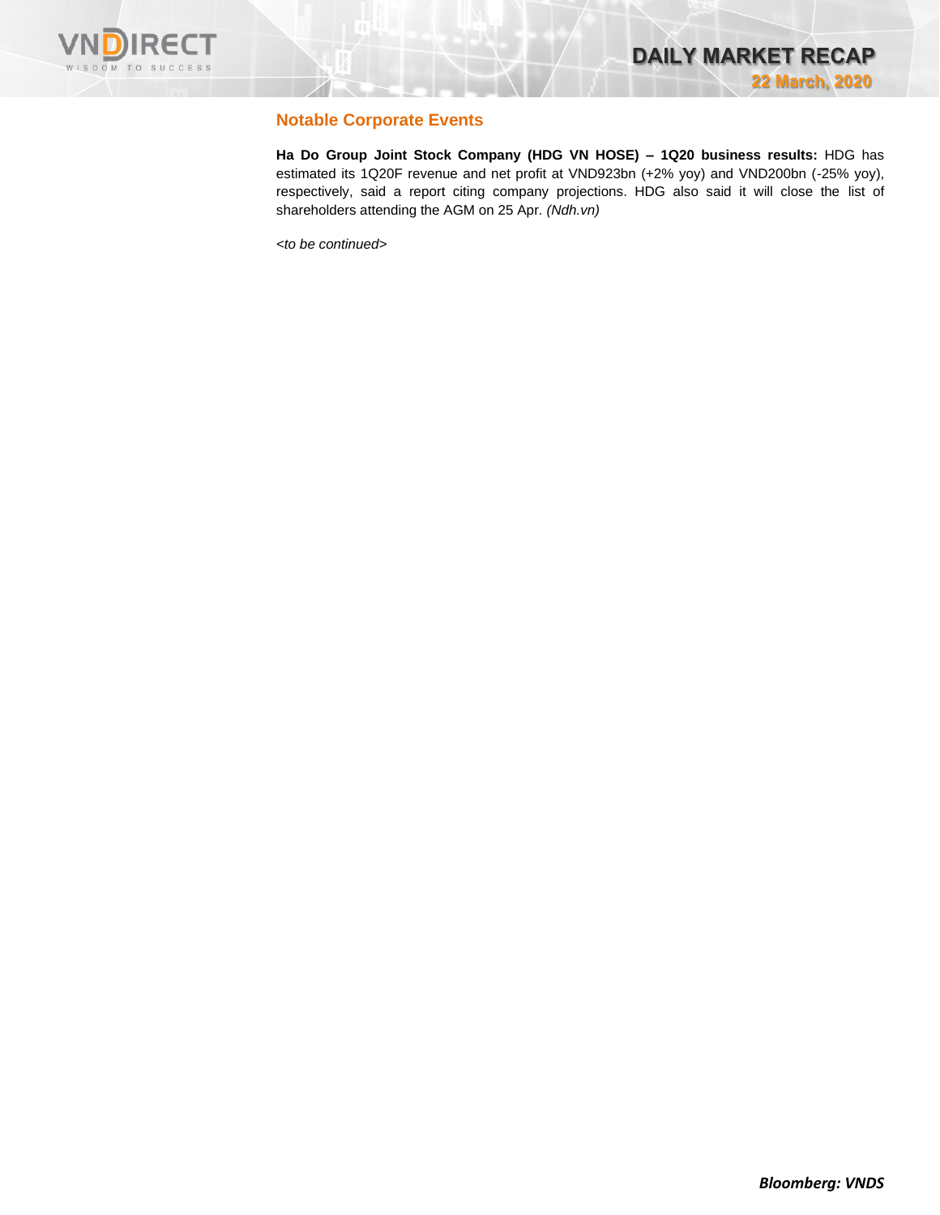## Notable Corporate Events

**Ha Do Group Joint Stock Company (HDG VN HOSE) – 1Q20 business results:** HDG has estimated its 1Q20F revenue and net profit at VND923bn (+2% yoy) and VND200bn (-25% yoy), respectively, said a report citing company projections. HDG also said it will close the list of shareholders attending the AGM on 25 Apr. *(Ndh.vn)*

*<to be continued>*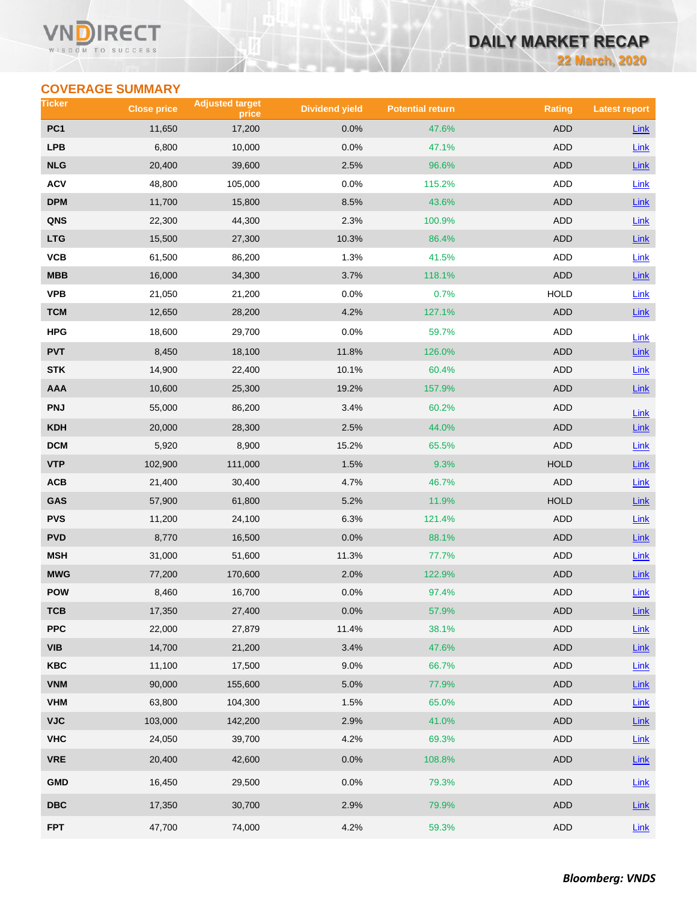## COVERAGE SUMMARY

| Ticker | Close price | Adjusted target price | Dividend yield | Potential return | Rating | Latest report |
|---|---|---|---|---|---|---|
| PC1 | 11,650 | 17,200 | 0.0% | 47.6% | ADD | Link |
| LPB | 6,800 | 10,000 | 0.0% | 47.1% | ADD | Link |
| NLG | 20,400 | 39,600 | 2.5% | 96.6% | ADD | Link |
| ACV | 48,800 | 105,000 | 0.0% | 115.2% | ADD | Link |
| DPM | 11,700 | 15,800 | 8.5% | 43.6% | ADD | Link |
| QNS | 22,300 | 44,300 | 2.3% | 100.9% | ADD | Link |
| LTG | 15,500 | 27,300 | 10.3% | 86.4% | ADD | Link |
| VCB | 61,500 | 86,200 | 1.3% | 41.5% | ADD | Link |
| MBB | 16,000 | 34,300 | 3.7% | 118.1% | ADD | Link |
| VPB | 21,050 | 21,200 | 0.0% | 0.7% | HOLD | Link |
| TCM | 12,650 | 28,200 | 4.2% | 127.1% | ADD | Link |
| HPG | 18,600 | 29,700 | 0.0% | 59.7% | ADD | Link |
| PVT | 8,450 | 18,100 | 11.8% | 126.0% | ADD | Link |
| STK | 14,900 | 22,400 | 10.1% | 60.4% | ADD | Link |
| AAA | 10,600 | 25,300 | 19.2% | 157.9% | ADD | Link |
| PNJ | 55,000 | 86,200 | 3.4% | 60.2% | ADD | Link |
| KDH | 20,000 | 28,300 | 2.5% | 44.0% | ADD | Link |
| DCM | 5,920 | 8,900 | 15.2% | 65.5% | ADD | Link |
| VTP | 102,900 | 111,000 | 1.5% | 9.3% | HOLD | Link |
| ACB | 21,400 | 30,400 | 4.7% | 46.7% | ADD | Link |
| GAS | 57,900 | 61,800 | 5.2% | 11.9% | HOLD | Link |
| PVS | 11,200 | 24,100 | 6.3% | 121.4% | ADD | Link |
| PVD | 8,770 | 16,500 | 0.0% | 88.1% | ADD | Link |
| MSH | 31,000 | 51,600 | 11.3% | 77.7% | ADD | Link |
| MWG | 77,200 | 170,600 | 2.0% | 122.9% | ADD | Link |
| POW | 8,460 | 16,700 | 0.0% | 97.4% | ADD | Link |
| TCB | 17,350 | 27,400 | 0.0% | 57.9% | ADD | Link |
| PPC | 22,000 | 27,879 | 11.4% | 38.1% | ADD | Link |
| VIB | 14,700 | 21,200 | 3.4% | 47.6% | ADD | Link |
| KBC | 11,100 | 17,500 | 9.0% | 66.7% | ADD | Link |
| VNM | 90,000 | 155,600 | 5.0% | 77.9% | ADD | Link |
| VHM | 63,800 | 104,300 | 1.5% | 65.0% | ADD | Link |
| VJC | 103,000 | 142,200 | 2.9% | 41.0% | ADD | Link |
| VHC | 24,050 | 39,700 | 4.2% | 69.3% | ADD | Link |
| VRE | 20,400 | 42,600 | 0.0% | 108.8% | ADD | Link |
| GMD | 16,450 | 29,500 | 0.0% | 79.3% | ADD | Link |
| DBC | 17,350 | 30,700 | 2.9% | 79.9% | ADD | Link |
| FPT | 47,700 | 74,000 | 4.2% | 59.3% | ADD | Link |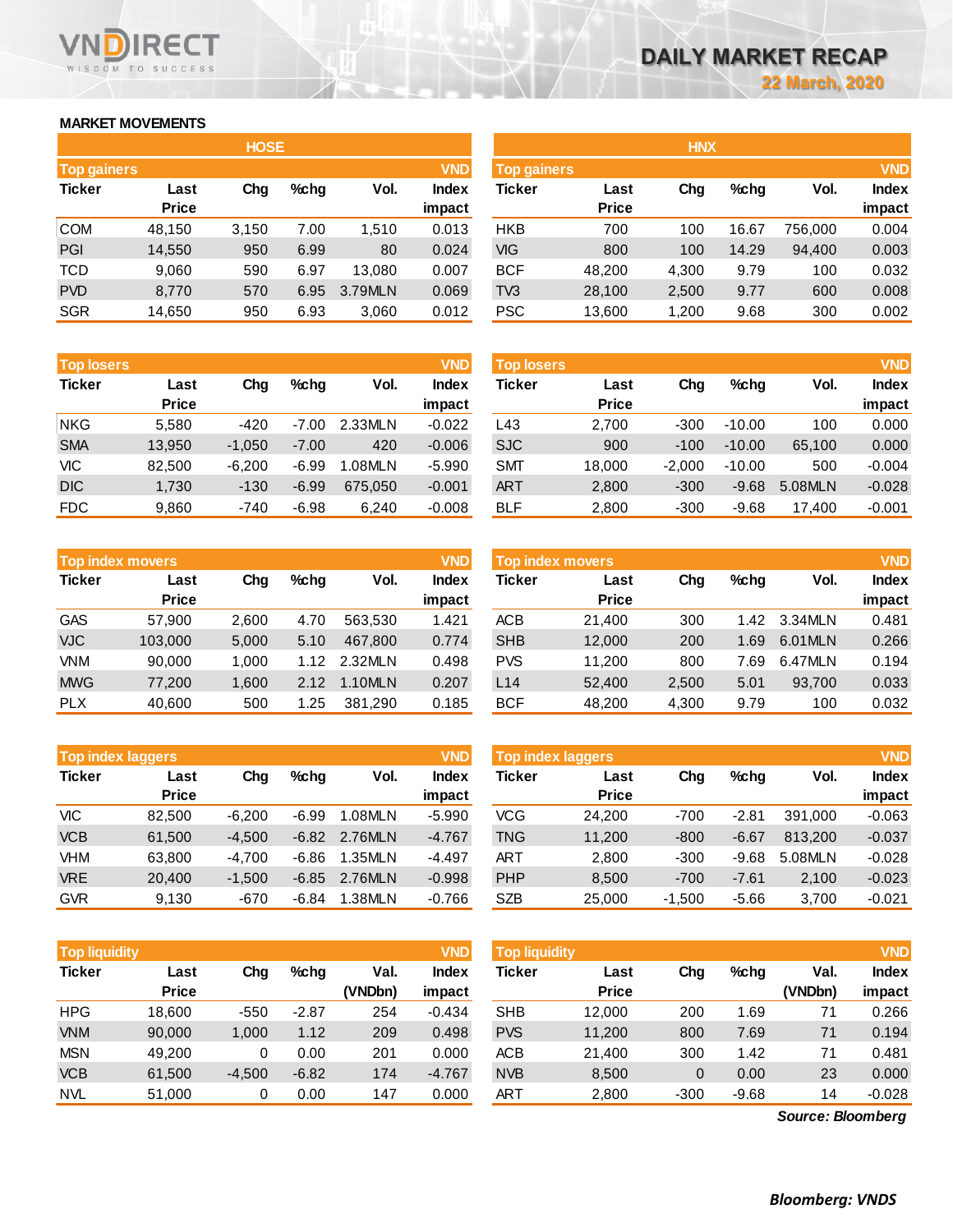# DAILY MARKET RECAP

**22 March, 2020**

## MARKET MOVEMENTS

### HOSE

| Top gainers | | | | | VND |
|---|---|---|---|---|---|
| Ticker | Last Price | Chg | %chg | Vol. | Index impact |
| COM | 48,150 | 3,150 | 7.00 | 1,510 | 0.013 |
| PGI | 14,550 | 950 | 6.99 | 80 | 0.024 |
| TCD | 9,060 | 590 | 6.97 | 13,080 | 0.007 |
| PVD | 8,770 | 570 | 6.95 | 3.79MLN | 0.069 |
| SGR | 14,650 | 950 | 6.93 | 3,060 | 0.012 |

| Top losers | | | | | VND |
|---|---|---|---|---|---|
| Ticker | Last Price | Chg | %chg | Vol. | Index impact |
| NKG | 5,580 | -420 | -7.00 | 2.33MLN | -0.022 |
| SMA | 13,950 | -1,050 | -7.00 | 420 | -0.006 |
| VIC | 82,500 | -6,200 | -6.99 | 1.08MLN | -5.990 |
| DIC | 1,730 | -130 | -6.99 | 675,050 | -0.001 |
| FDC | 9,860 | -740 | -6.98 | 6,240 | -0.008 |

| Top index movers | | | | | VND |
|---|---|---|---|---|---|
| Ticker | Last Price | Chg | %chg | Vol. | Index impact |
| GAS | 57,900 | 2,600 | 4.70 | 563,530 | 1.421 |
| VJC | 103,000 | 5,000 | 5.10 | 467,800 | 0.774 |
| VNM | 90,000 | 1,000 | 1.12 | 2.32MLN | 0.498 |
| MWG | 77,200 | 1,600 | 2.12 | 1.10MLN | 0.207 |
| PLX | 40,600 | 500 | 1.25 | 381,290 | 0.185 |

| Top index laggers | | | | | VND |
|---|---|---|---|---|---|
| Ticker | Last Price | Chg | %chg | Vol. | Index impact |
| VIC | 82,500 | -6,200 | -6.99 | 1.08MLN | -5.990 |
| VCB | 61,500 | -4,500 | -6.82 | 2.76MLN | -4.767 |
| VHM | 63,800 | -4,700 | -6.86 | 1.35MLN | -4.497 |
| VRE | 20,400 | -1,500 | -6.85 | 2.76MLN | -0.998 |
| GVR | 9,130 | -670 | -6.84 | 1.38MLN | -0.766 |

| Top liquidity | | | | | VND |
|---|---|---|---|---|---|
| Ticker | Last Price | Chg | %chg | Val. (VNDbn) | Index impact |
| HPG | 18,600 | -550 | -2.87 | 254 | -0.434 |
| VNM | 90,000 | 1,000 | 1.12 | 209 | 0.498 |
| MSN | 49,200 | 0 | 0.00 | 201 | 0.000 |
| VCB | 61,500 | -4,500 | -6.82 | 174 | -4.767 |
| NVL | 51,000 | 0 | 0.00 | 147 | 0.000 |

### HNX

| Top gainers | | | | | VND |
|---|---|---|---|---|---|
| Ticker | Last Price | Chg | %chg | Vol. | Index impact |
| HKB | 700 | 100 | 16.67 | 756,000 | 0.004 |
| VIG | 800 | 100 | 14.29 | 94,400 | 0.003 |
| BCF | 48,200 | 4,300 | 9.79 | 100 | 0.032 |
| TV3 | 28,100 | 2,500 | 9.77 | 600 | 0.008 |
| PSC | 13,600 | 1,200 | 9.68 | 300 | 0.002 |

| Top losers | | | | | VND |
|---|---|---|---|---|---|
| Ticker | Last Price | Chg | %chg | Vol. | Index impact |
| L43 | 2,700 | -300 | -10.00 | 100 | 0.000 |
| SJC | 900 | -100 | -10.00 | 65,100 | 0.000 |
| SMT | 18,000 | -2,000 | -10.00 | 500 | -0.004 |
| ART | 2,800 | -300 | -9.68 | 5.08MLN | -0.028 |
| BLF | 2,800 | -300 | -9.68 | 17,400 | -0.001 |

| Top index movers | | | | | VND |
|---|---|---|---|---|---|
| Ticker | Last Price | Chg | %chg | Vol. | Index impact |
| ACB | 21,400 | 300 | 1.42 | 3.34MLN | 0.481 |
| SHB | 12,000 | 200 | 1.69 | 6.01MLN | 0.266 |
| PVS | 11,200 | 800 | 7.69 | 6.47MLN | 0.194 |
| L14 | 52,400 | 2,500 | 5.01 | 93,700 | 0.033 |
| BCF | 48,200 | 4,300 | 9.79 | 100 | 0.032 |

| Top index laggers | | | | | VND |
|---|---|---|---|---|---|
| Ticker | Last Price | Chg | %chg | Vol. | Index impact |
| VCG | 24,200 | -700 | -2.81 | 391,000 | -0.063 |
| TNG | 11,200 | -800 | -6.67 | 813,200 | -0.037 |
| ART | 2,800 | -300 | -9.68 | 5.08MLN | -0.028 |
| PHP | 8,500 | -700 | -7.61 | 2,100 | -0.023 |
| SZB | 25,000 | -1,500 | -5.66 | 3,700 | -0.021 |

| Top liquidity | | | | | VND |
|---|---|---|---|---|---|
| Ticker | Last Price | Chg | %chg | Val. (VNDbn) | Index impact |
| SHB | 12,000 | 200 | 1.69 | 71 | 0.266 |
| PVS | 11,200 | 800 | 7.69 | 71 | 0.194 |
| ACB | 21,400 | 300 | 1.42 | 71 | 0.481 |
| NVB | 8,500 | 0 | 0.00 | 23 | 0.000 |
| ART | 2,800 | -300 | -9.68 | 14 | -0.028 |

*Source: Bloomberg*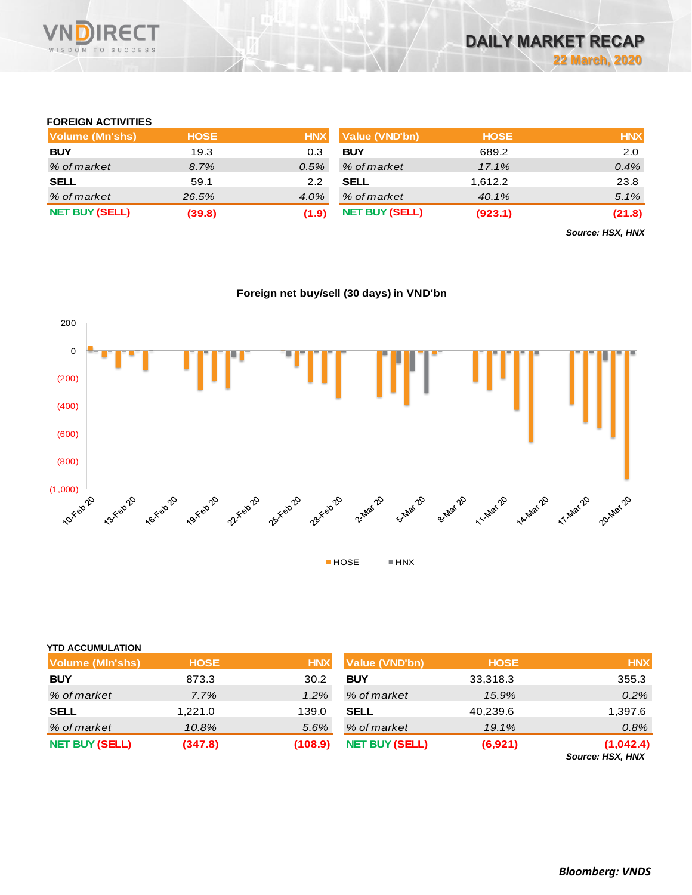## FOREIGN ACTIVITIES

| Volume (Mn'shs) | HOSE | HNX |
|---|---|---|
| **BUY** | 19.3 | 0.3 |
| *% of market* | *8.7%* | *0.5%* |
| **SELL** | 59.1 | 2.2 |
| *% of market* | *26.5%* | *4.0%* |
| **NET BUY (SELL)** | **(39.8)** | **(1.9)** |

| Value (VND'bn) | HOSE | HNX |
|---|---|---|
| **BUY** | 689.2 | 2.0 |
| *% of market* | *17.1%* | *0.4%* |
| **SELL** | 1,612.2 | 23.8 |
| *% of market* | *40.1%* | *5.1%* |
| **NET BUY (SELL)** | **(923.1)** | **(21.8)** |

***Source: HSX, HNX***

**Foreign net buy/sell (30 days) in VND'bn**

## YTD ACCUMULATION

| Volume (Mln'shs) | HOSE | HNX |
|---|---|---|
| **BUY** | 873.3 | 30.2 |
| *% of market* | *7.7%* | *1.2%* |
| **SELL** | 1,221.0 | 139.0 |
| *% of market* | *10.8%* | *5.6%* |
| **NET BUY (SELL)** | **(347.8)** | **(108.9)** |

| Value (VND'bn) | HOSE | HNX |
|---|---|---|
| **BUY** | 33,318.3 | 355.3 |
| *% of market* | *15.9%* | *0.2%* |
| **SELL** | 40,239.6 | 1,397.6 |
| *% of market* | *19.1%* | *0.8%* |
| **NET BUY (SELL)** | **(6,921)** | **(1,042.4)** |

***Source: HSX, HNX***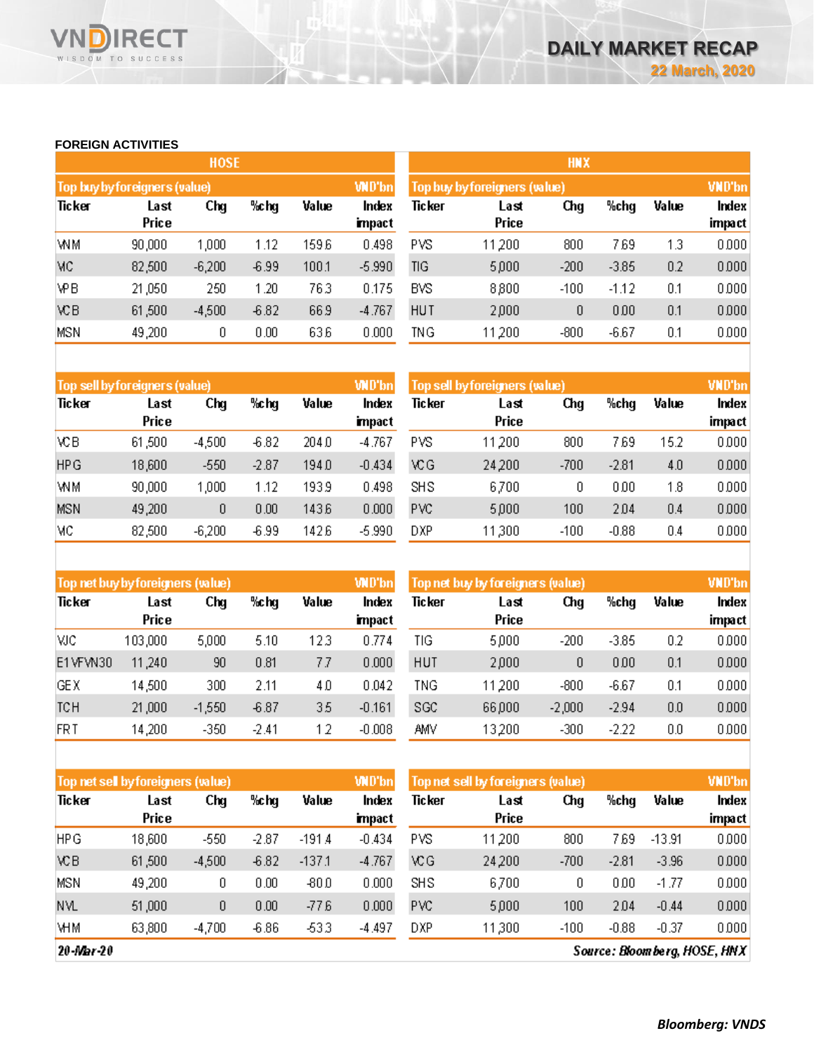## FOREIGN ACTIVITIES

### HOSE

| Top buy by foreigners (value) | | | | | VND'bn |
|---|---|---|---|---|---|
| Ticker | Last Price | Chg | %chg | Value | Index impact |
| VNM | 90,000 | 1,000 | 1.12 | 159.6 | 0.498 |
| VIC | 82,500 | -6,200 | -6.99 | 100.1 | -5.990 |
| VPB | 21,050 | 250 | 1.20 | 76.3 | 0.175 |
| VCB | 61,500 | -4,500 | -6.82 | 66.9 | -4.767 |
| MSN | 49,200 | 0 | 0.00 | 63.6 | 0.000 |

| Top sell by foreigners (value) | | | | | VND'bn |
|---|---|---|---|---|---|
| Ticker | Last Price | Chg | %chg | Value | Index impact |
| VCB | 61,500 | -4,500 | -6.82 | 204.0 | -4.767 |
| HPG | 18,600 | -550 | -2.87 | 194.0 | -0.434 |
| VNM | 90,000 | 1,000 | 1.12 | 193.9 | 0.498 |
| MSN | 49,200 | 0 | 0.00 | 143.6 | 0.000 |
| VIC | 82,500 | -6,200 | -6.99 | 142.6 | -5.990 |

| Top net buy by foreigners (value) | | | | | VND'bn |
|---|---|---|---|---|---|
| Ticker | Last Price | Chg | %chg | Value | Index impact |
| VJC | 103,000 | 5,000 | 5.10 | 12.3 | 0.774 |
| E1VFVN30 | 11,240 | 90 | 0.81 | 7.7 | 0.000 |
| GEX | 14,500 | 300 | 2.11 | 4.0 | 0.042 |
| TCH | 21,000 | -1,550 | -6.87 | 3.5 | -0.161 |
| FRT | 14,200 | -350 | -2.41 | 1.2 | -0.008 |

| Top net sell by foreigners (value) | | | | | VND'bn |
|---|---|---|---|---|---|
| Ticker | Last Price | Chg | %chg | Value | Index impact |
| HPG | 18,600 | -550 | -2.87 | -191.4 | -0.434 |
| VCB | 61,500 | -4,500 | -6.82 | -137.1 | -4.767 |
| MSN | 49,200 | 0 | 0.00 | -80.0 | 0.000 |
| NVL | 51,000 | 0 | 0.00 | -77.6 | 0.000 |
| VHM | 63,800 | -4,700 | -6.86 | -53.3 | -4.497 |

### HNX

| Top buy by foreigners (value) | | | | | VND'bn |
|---|---|---|---|---|---|
| Ticker | Last Price | Chg | %chg | Value | Index impact |
| PVS | 11,200 | 800 | 7.69 | 1.3 | 0.000 |
| TIG | 5,000 | -200 | -3.85 | 0.2 | 0.000 |
| BVS | 8,800 | -100 | -1.12 | 0.1 | 0.000 |
| HUT | 2,000 | 0 | 0.00 | 0.1 | 0.000 |
| TNG | 11,200 | -800 | -6.67 | 0.1 | 0.000 |

| Top sell by foreigners (value) | | | | | VND'bn |
|---|---|---|---|---|---|
| Ticker | Last Price | Chg | %chg | Value | Index impact |
| PVS | 11,200 | 800 | 7.69 | 15.2 | 0.000 |
| VCG | 24,200 | -700 | -2.81 | 4.0 | 0.000 |
| SHS | 6,700 | 0 | 0.00 | 1.8 | 0.000 |
| PVC | 5,000 | 100 | 2.04 | 0.4 | 0.000 |
| DXP | 11,300 | -100 | -0.88 | 0.4 | 0.000 |

| Top net buy by foreigners (value) | | | | | VND'bn |
|---|---|---|---|---|---|
| Ticker | Last Price | Chg | %chg | Value | Index impact |
| TIG | 5,000 | -200 | -3.85 | 0.2 | 0.000 |
| HUT | 2,000 | 0 | 0.00 | 0.1 | 0.000 |
| TNG | 11,200 | -800 | -6.67 | 0.1 | 0.000 |
| SGC | 66,000 | -2,000 | -2.94 | 0.0 | 0.000 |
| AMV | 13,200 | -300 | -2.22 | 0.0 | 0.000 |

| Top net sell by foreigners (value) | | | | | VND'bn |
|---|---|---|---|---|---|
| Ticker | Last Price | Chg | %chg | Value | Index impact |
| PVS | 11,200 | 800 | 7.69 | -13.91 | 0.000 |
| VCG | 24,200 | -700 | -2.81 | -3.96 | 0.000 |
| SHS | 6,700 | 0 | 0.00 | -1.77 | 0.000 |
| PVC | 5,000 | 100 | 2.04 | -0.44 | 0.000 |
| DXP | 11,300 | -100 | -0.88 | -0.37 | 0.000 |

20-Mar-20

Source: Bloomberg, HOSE, HNX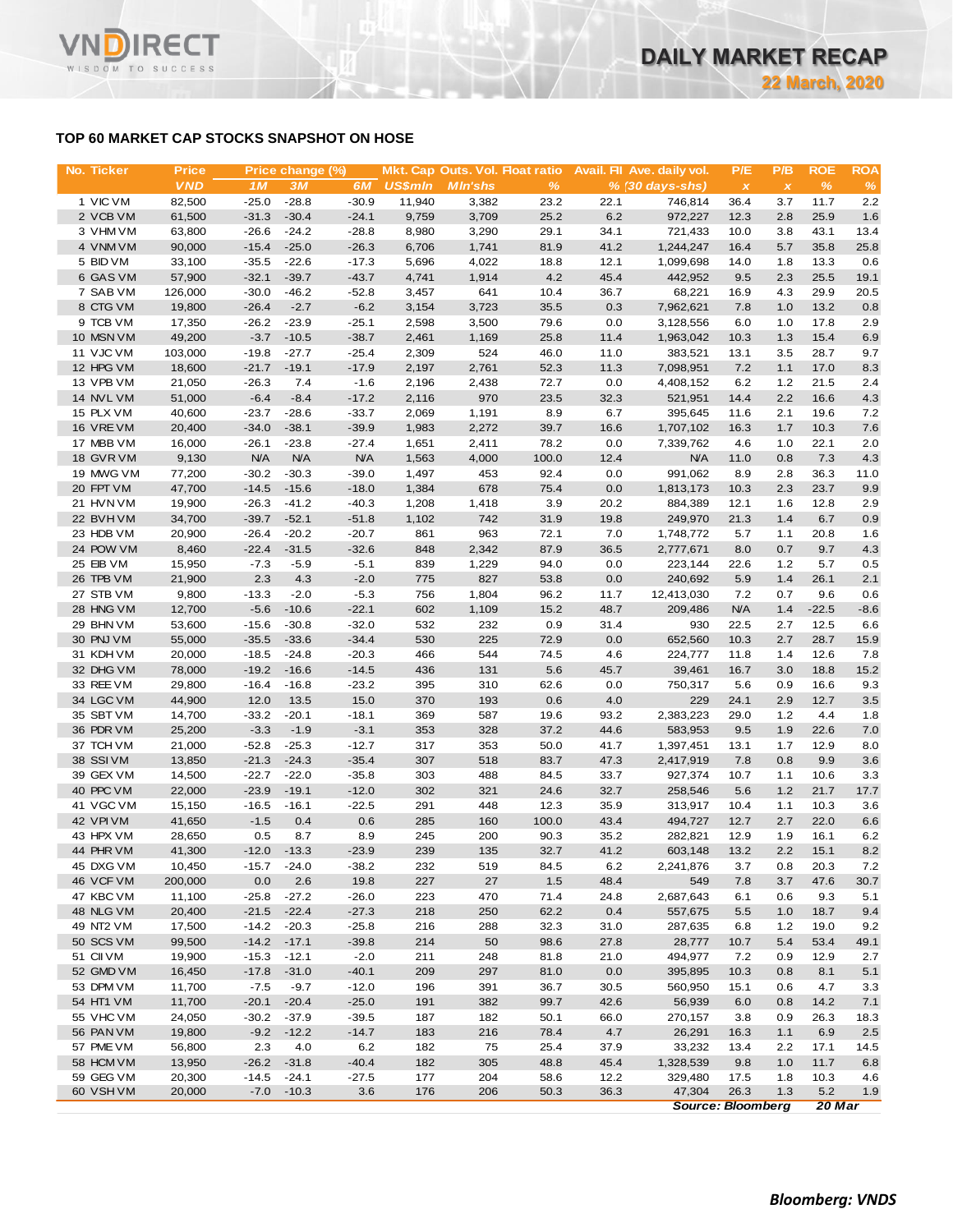## TOP 60 MARKET CAP STOCKS SNAPSHOT ON HOSE

| No. | Ticker | Price | Price change (%) | | | Mkt. Cap | Outs. Vol. | Float ratio | Avail. FII | Ave. daily vol. | P/E | P/B | ROE | ROA |
|---|---|---|---|---|---|---|---|---|---|---|---|---|---|---|
| | | VND | 1M | 3M | 6M | US$mln | Mln'shs | % | % | (30 days-shs) | x | x | % | % |
| 1 | VIC VM | 82,500 | -25.0 | -28.8 | -30.9 | 11,940 | 3,382 | 23.2 | 22.1 | 746,814 | 36.4 | 3.7 | 11.7 | 2.2 |
| 2 | VCB VM | 61,500 | -31.3 | -30.4 | -24.1 | 9,759 | 3,709 | 25.2 | 6.2 | 972,227 | 12.3 | 2.8 | 25.9 | 1.6 |
| 3 | VHM VM | 63,800 | -26.6 | -24.2 | -28.8 | 8,980 | 3,290 | 29.1 | 34.1 | 721,433 | 10.0 | 3.8 | 43.1 | 13.4 |
| 4 | VNM VM | 90,000 | -15.4 | -25.0 | -26.3 | 6,706 | 1,741 | 81.9 | 41.2 | 1,244,247 | 16.4 | 5.7 | 35.8 | 25.8 |
| 5 | BID VM | 33,100 | -35.5 | -22.6 | -17.3 | 5,696 | 4,022 | 18.8 | 12.1 | 1,099,698 | 14.0 | 1.8 | 13.3 | 0.6 |
| 6 | GAS VM | 57,900 | -32.1 | -39.7 | -43.7 | 4,741 | 1,914 | 4.2 | 45.4 | 442,952 | 9.5 | 2.3 | 25.5 | 19.1 |
| 7 | SAB VM | 126,000 | -30.0 | -46.2 | -52.8 | 3,457 | 641 | 10.4 | 36.7 | 68,221 | 16.9 | 4.3 | 29.9 | 20.5 |
| 8 | CTG VM | 19,800 | -26.4 | -2.7 | -6.2 | 3,154 | 3,723 | 35.5 | 0.3 | 7,962,621 | 7.8 | 1.0 | 13.2 | 0.8 |
| 9 | TCB VM | 17,350 | -26.2 | -23.9 | -25.1 | 2,598 | 3,500 | 79.6 | 0.0 | 3,128,556 | 6.0 | 1.0 | 17.8 | 2.9 |
| 10 | MSN VM | 49,200 | -3.7 | -10.5 | -38.7 | 2,461 | 1,169 | 25.8 | 11.4 | 1,963,042 | 10.3 | 1.3 | 15.4 | 6.9 |
| 11 | VJC VM | 103,000 | -19.8 | -27.7 | -25.4 | 2,309 | 524 | 46.0 | 11.0 | 383,521 | 13.1 | 3.5 | 28.7 | 9.7 |
| 12 | HPG VM | 18,600 | -21.7 | -19.1 | -17.9 | 2,197 | 2,761 | 52.3 | 11.3 | 7,098,951 | 7.2 | 1.1 | 17.0 | 8.3 |
| 13 | VPB VM | 21,050 | -26.3 | 7.4 | -1.6 | 2,196 | 2,438 | 72.7 | 0.0 | 4,408,152 | 6.2 | 1.2 | 21.5 | 2.4 |
| 14 | NVL VM | 51,000 | -6.4 | -8.4 | -17.2 | 2,116 | 970 | 23.5 | 32.3 | 521,951 | 14.4 | 2.2 | 16.6 | 4.3 |
| 15 | PLX VM | 40,600 | -23.7 | -28.6 | -33.7 | 2,069 | 1,191 | 8.9 | 6.7 | 395,645 | 11.6 | 2.1 | 19.6 | 7.2 |
| 16 | VRE VM | 20,400 | -34.0 | -38.1 | -39.9 | 1,983 | 2,272 | 39.7 | 16.6 | 1,707,102 | 16.3 | 1.7 | 10.3 | 7.6 |
| 17 | MBB VM | 16,000 | -26.1 | -23.8 | -27.4 | 1,651 | 2,411 | 78.2 | 0.0 | 7,339,762 | 4.6 | 1.0 | 22.1 | 2.0 |
| 18 | GVR VM | 9,130 | N/A | N/A | N/A | 1,563 | 4,000 | 100.0 | 12.4 | N/A | 11.0 | 0.8 | 7.3 | 4.3 |
| 19 | MWG VM | 77,200 | -30.2 | -30.3 | -39.0 | 1,497 | 453 | 92.4 | 0.0 | 991,062 | 8.9 | 2.8 | 36.3 | 11.0 |
| 20 | FPT VM | 47,700 | -14.5 | -15.6 | -18.0 | 1,384 | 678 | 75.4 | 0.0 | 1,813,173 | 10.3 | 2.3 | 23.7 | 9.9 |
| 21 | HVN VM | 19,900 | -26.3 | -41.2 | -40.3 | 1,208 | 1,418 | 3.9 | 20.2 | 884,389 | 12.1 | 1.6 | 12.8 | 2.9 |
| 22 | BVH VM | 34,700 | -39.7 | -52.1 | -51.8 | 1,102 | 742 | 31.9 | 19.8 | 249,970 | 21.3 | 1.4 | 6.7 | 0.9 |
| 23 | HDB VM | 20,900 | -26.4 | -20.2 | -20.7 | 861 | 963 | 72.1 | 7.0 | 1,748,772 | 5.7 | 1.1 | 20.8 | 1.6 |
| 24 | POW VM | 8,460 | -22.4 | -31.5 | -32.6 | 848 | 2,342 | 87.9 | 36.5 | 2,777,671 | 8.0 | 0.7 | 9.7 | 4.3 |
| 25 | EIB VM | 15,950 | -7.3 | -5.9 | -5.1 | 839 | 1,229 | 94.0 | 0.0 | 223,144 | 22.6 | 1.2 | 5.7 | 0.5 |
| 26 | TPB VM | 21,900 | 2.3 | 4.3 | -2.0 | 775 | 827 | 53.8 | 0.0 | 240,692 | 5.9 | 1.4 | 26.1 | 2.1 |
| 27 | STB VM | 9,800 | -13.3 | -2.0 | -5.3 | 756 | 1,804 | 96.2 | 11.7 | 12,413,030 | 7.2 | 0.7 | 9.6 | 0.6 |
| 28 | HNG VM | 12,700 | -5.6 | -10.6 | -22.1 | 602 | 1,109 | 15.2 | 48.7 | 209,486 | N/A | 1.4 | -22.5 | -8.6 |
| 29 | BHN VM | 53,600 | -15.6 | -30.8 | -32.0 | 532 | 232 | 0.9 | 31.4 | 930 | 22.5 | 2.7 | 12.5 | 6.6 |
| 30 | PNJ VM | 55,000 | -35.5 | -33.6 | -34.4 | 530 | 225 | 72.9 | 0.0 | 652,560 | 10.3 | 2.7 | 28.7 | 15.9 |
| 31 | KDH VM | 20,000 | -18.5 | -24.8 | -20.3 | 466 | 544 | 74.5 | 4.6 | 224,777 | 11.8 | 1.4 | 12.6 | 7.8 |
| 32 | DHG VM | 78,000 | -19.2 | -16.6 | -14.5 | 436 | 131 | 5.6 | 45.7 | 39,461 | 16.7 | 3.0 | 18.8 | 15.2 |
| 33 | REE VM | 29,800 | -16.4 | -16.8 | -23.2 | 395 | 310 | 62.6 | 0.0 | 750,317 | 5.6 | 0.9 | 16.6 | 9.3 |
| 34 | LGC VM | 44,900 | 12.0 | 13.5 | 15.0 | 370 | 193 | 0.6 | 4.0 | 229 | 24.1 | 2.9 | 12.7 | 3.5 |
| 35 | SBT VM | 14,700 | -33.2 | -20.1 | -18.1 | 369 | 587 | 19.6 | 93.2 | 2,383,223 | 29.0 | 1.2 | 4.4 | 1.8 |
| 36 | PDR VM | 25,200 | -3.3 | -1.9 | -3.1 | 353 | 328 | 37.2 | 44.6 | 583,953 | 9.5 | 1.9 | 22.6 | 7.0 |
| 37 | TCH VM | 21,000 | -52.8 | -25.3 | -12.7 | 317 | 353 | 50.0 | 41.7 | 1,397,451 | 13.1 | 1.7 | 12.9 | 8.0 |
| 38 | SSI VM | 13,850 | -21.3 | -24.3 | -35.4 | 307 | 518 | 83.7 | 47.3 | 2,417,919 | 7.8 | 0.8 | 9.9 | 3.6 |
| 39 | GEX VM | 14,500 | -22.7 | -22.0 | -35.8 | 303 | 488 | 84.5 | 33.7 | 927,374 | 10.7 | 1.1 | 10.6 | 3.3 |
| 40 | PPC VM | 22,000 | -23.9 | -19.1 | -12.0 | 302 | 321 | 24.6 | 32.7 | 258,546 | 5.6 | 1.2 | 21.7 | 17.7 |
| 41 | VGC VM | 15,150 | -16.5 | -16.1 | -22.5 | 291 | 448 | 12.3 | 35.9 | 313,917 | 10.4 | 1.1 | 10.3 | 3.6 |
| 42 | VPI VM | 41,650 | -1.5 | 0.4 | 0.6 | 285 | 160 | 100.0 | 43.4 | 494,727 | 12.7 | 2.7 | 22.0 | 6.6 |
| 43 | HPX VM | 28,650 | 0.5 | 8.7 | 8.9 | 245 | 200 | 90.3 | 35.2 | 282,821 | 12.9 | 1.9 | 16.1 | 6.2 |
| 44 | PHR VM | 41,300 | -12.0 | -13.3 | -23.9 | 239 | 135 | 32.7 | 41.2 | 603,148 | 13.2 | 2.2 | 15.1 | 8.2 |
| 45 | DXG VM | 10,450 | -15.7 | -24.0 | -38.2 | 232 | 519 | 84.5 | 6.2 | 2,241,876 | 3.7 | 0.8 | 20.3 | 7.2 |
| 46 | VCF VM | 200,000 | 0.0 | 2.6 | 19.8 | 227 | 27 | 1.5 | 48.4 | 549 | 7.8 | 3.7 | 47.6 | 30.7 |
| 47 | KBC VM | 11,100 | -25.8 | -27.2 | -26.0 | 223 | 470 | 71.4 | 24.8 | 2,687,643 | 6.1 | 0.6 | 9.3 | 5.1 |
| 48 | NLG VM | 20,400 | -21.5 | -22.4 | -27.3 | 218 | 250 | 62.2 | 0.4 | 557,675 | 5.5 | 1.0 | 18.7 | 9.4 |
| 49 | NT2 VM | 17,500 | -14.2 | -20.3 | -25.8 | 216 | 288 | 32.3 | 31.0 | 287,635 | 6.8 | 1.2 | 19.0 | 9.2 |
| 50 | SCS VM | 99,500 | -14.2 | -17.1 | -39.8 | 214 | 50 | 98.6 | 27.8 | 28,777 | 10.7 | 5.4 | 53.4 | 49.1 |
| 51 | CII VM | 19,900 | -15.3 | -12.1 | -2.0 | 211 | 248 | 81.8 | 21.0 | 494,977 | 7.2 | 0.9 | 12.9 | 2.7 |
| 52 | GMD VM | 16,450 | -17.8 | -31.0 | -40.1 | 209 | 297 | 81.0 | 0.0 | 395,895 | 10.3 | 0.8 | 8.1 | 5.1 |
| 53 | DPM VM | 11,700 | -7.5 | -9.7 | -12.0 | 196 | 391 | 36.7 | 30.5 | 560,950 | 15.1 | 0.6 | 4.7 | 3.3 |
| 54 | HT1 VM | 11,700 | -20.1 | -20.4 | -25.0 | 191 | 382 | 99.7 | 42.6 | 56,939 | 6.0 | 0.8 | 14.2 | 7.1 |
| 55 | VHC VM | 24,050 | -30.2 | -37.9 | -39.5 | 187 | 182 | 50.1 | 66.0 | 270,157 | 3.8 | 0.9 | 26.3 | 18.3 |
| 56 | PAN VM | 19,800 | -9.2 | -12.2 | -14.7 | 183 | 216 | 78.4 | 4.7 | 26,291 | 16.3 | 1.1 | 6.9 | 2.5 |
| 57 | PME VM | 56,800 | 2.3 | 4.0 | 6.2 | 182 | 75 | 25.4 | 37.9 | 33,232 | 13.4 | 2.2 | 17.1 | 14.5 |
| 58 | HCM VM | 13,950 | -26.2 | -31.8 | -40.4 | 182 | 305 | 48.8 | 45.4 | 1,328,539 | 9.8 | 1.0 | 11.7 | 6.8 |
| 59 | GEG VM | 20,300 | -14.5 | -24.1 | -27.5 | 177 | 204 | 58.6 | 12.2 | 329,480 | 17.5 | 1.8 | 10.3 | 4.6 |
| 60 | VSH VM | 20,000 | -7.0 | -10.3 | 3.6 | 176 | 206 | 50.3 | 36.3 | 47,304 | 26.3 | 1.3 | 5.2 | 1.9 |

*Source: Bloomberg* *20 Mar*

*Bloomberg: VNDS*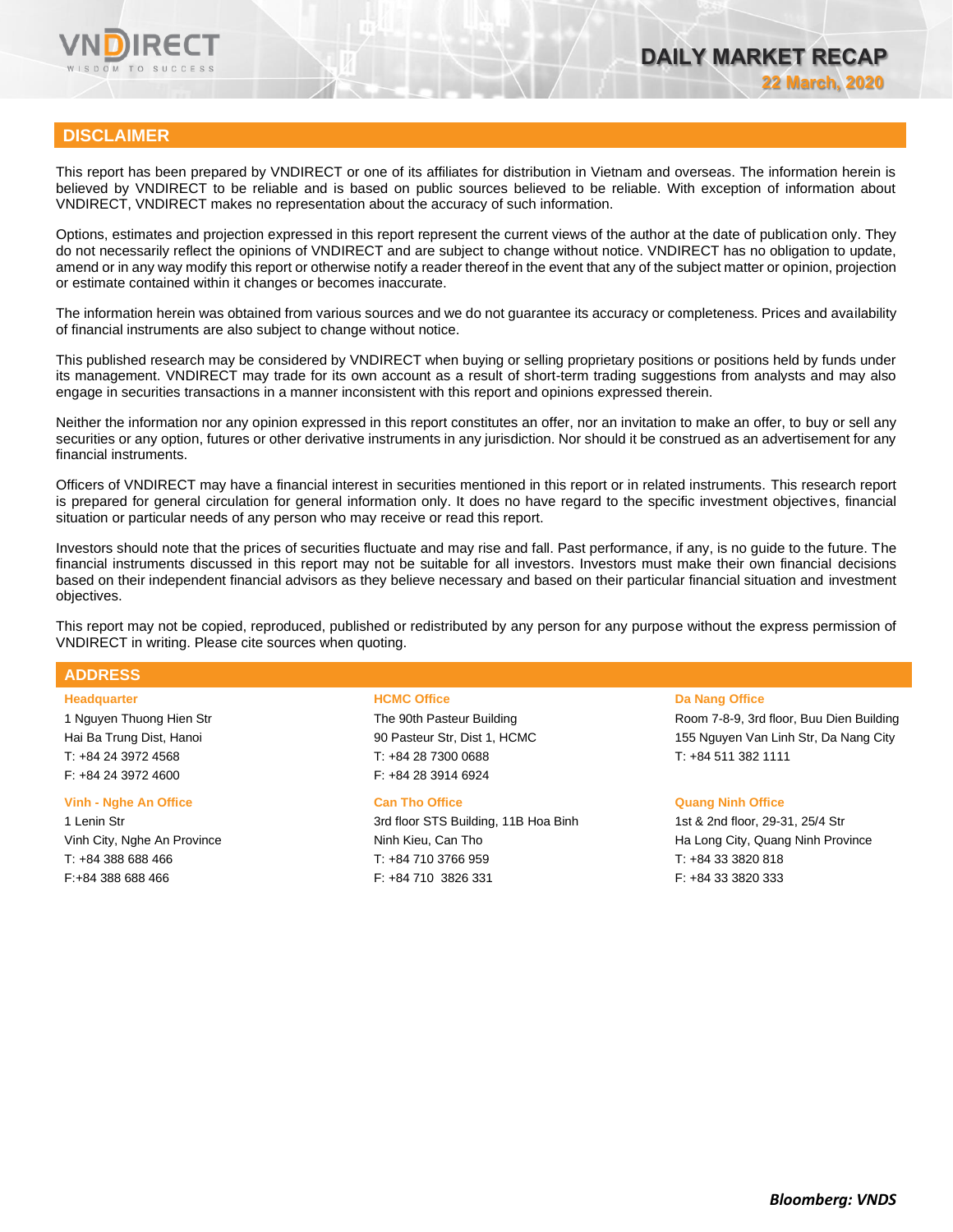## DISCLAIMER

This report has been prepared by VNDIRECT or one of its affiliates for distribution in Vietnam and overseas. The information herein is believed by VNDIRECT to be reliable and is based on public sources believed to be reliable. With exception of information about VNDIRECT, VNDIRECT makes no representation about the accuracy of such information.

Options, estimates and projection expressed in this report represent the current views of the author at the date of publication only. They do not necessarily reflect the opinions of VNDIRECT and are subject to change without notice. VNDIRECT has no obligation to update, amend or in any way modify this report or otherwise notify a reader thereof in the event that any of the subject matter or opinion, projection or estimate contained within it changes or becomes inaccurate.

The information herein was obtained from various sources and we do not guarantee its accuracy or completeness. Prices and availability of financial instruments are also subject to change without notice.

This published research may be considered by VNDIRECT when buying or selling proprietary positions or positions held by funds under its management. VNDIRECT may trade for its own account as a result of short-term trading suggestions from analysts and may also engage in securities transactions in a manner inconsistent with this report and opinions expressed therein.

Neither the information nor any opinion expressed in this report constitutes an offer, nor an invitation to make an offer, to buy or sell any securities or any option, futures or other derivative instruments in any jurisdiction. Nor should it be construed as an advertisement for any financial instruments.

Officers of VNDIRECT may have a financial interest in securities mentioned in this report or in related instruments. This research report is prepared for general circulation for general information only. It does no have regard to the specific investment objectives, financial situation or particular needs of any person who may receive or read this report.

Investors should note that the prices of securities fluctuate and may rise and fall. Past performance, if any, is no guide to the future. The financial instruments discussed in this report may not be suitable for all investors. Investors must make their own financial decisions based on their independent financial advisors as they believe necessary and based on their particular financial situation and investment objectives.

This report may not be copied, reproduced, published or redistributed by any person for any purpose without the express permission of VNDIRECT in writing. Please cite sources when quoting.

## ADDRESS

**Headquarter**
1 Nguyen Thuong Hien Str
Hai Ba Trung Dist, Hanoi
T: +84 24 3972 4568
F: +84 24 3972 4600

**HCMC Office**
The 90th Pasteur Building
90 Pasteur Str, Dist 1, HCMC
T: +84 28 7300 0688
F: +84 28 3914 6924

**Da Nang Office**
Room 7-8-9, 3rd floor, Buu Dien Building
155 Nguyen Van Linh Str, Da Nang City
T: +84 511 382 1111

**Vinh - Nghe An Office**
1 Lenin Str
Vinh City, Nghe An Province
T: +84 388 688 466
F:+84 388 688 466

**Can Tho Office**
3rd floor STS Building, 11B Hoa Binh
Ninh Kieu, Can Tho
T: +84 710 3766 959
F: +84 710 3826 331

**Quang Ninh Office**
1st & 2nd floor, 29-31, 25/4 Str
Ha Long City, Quang Ninh Province
T: +84 33 3820 818
F: +84 33 3820 333

***Bloomberg: VNDS***